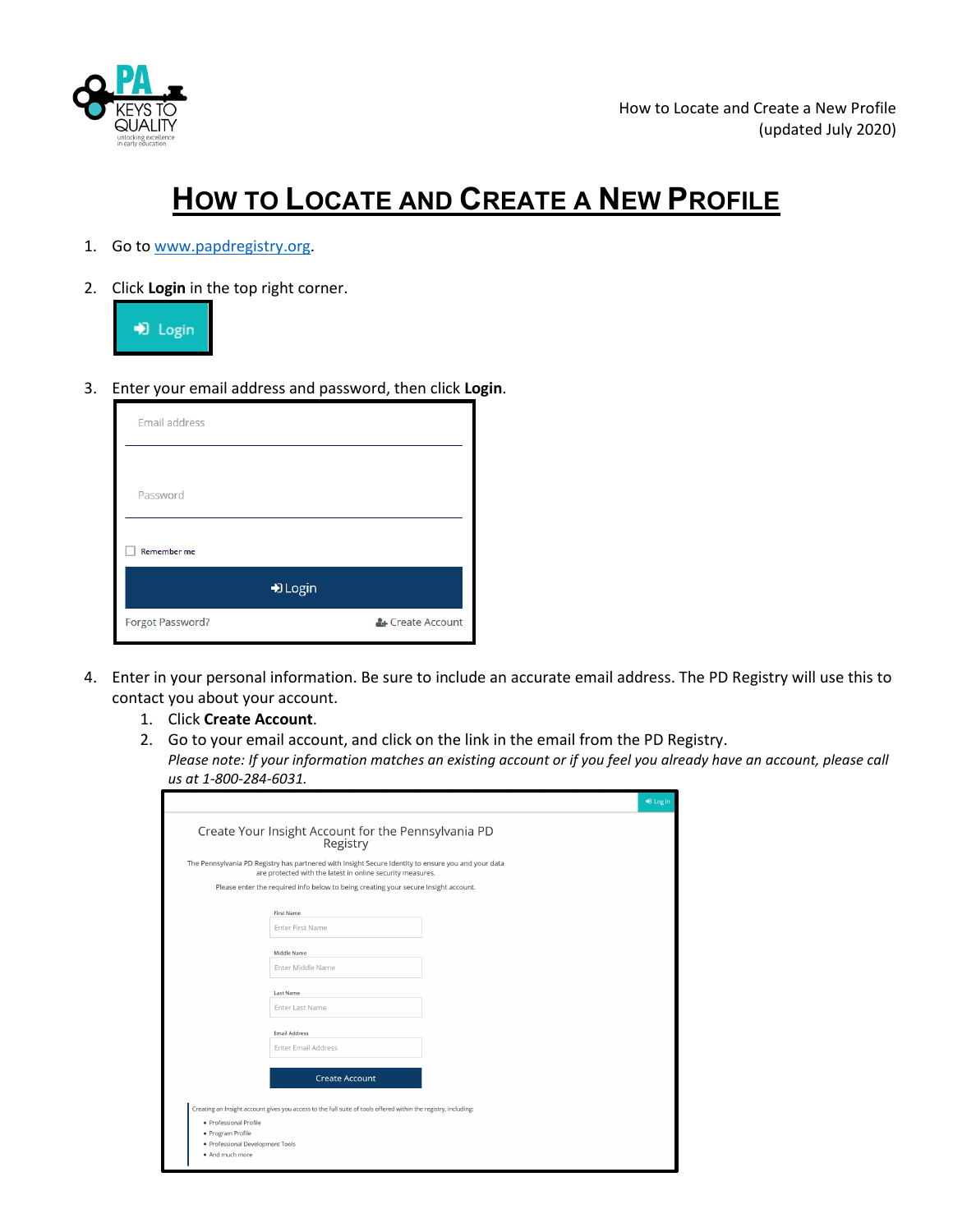# How to Locate and Create a New Profile

1. Go to www.papdregistry.org.

2. Click **Login** in the top right corner.

   Login

3. Enter your email address and password, then click **Login**.

   Email address

   Password

   Remember me

   Login

   Forgot Password? Create Account

4. Enter in your personal information. Be sure to include an accurate email address. The PD Registry will use this to contact you about your account.
   1. Click **Create Account**.
   2. Go to your email account, and click on the link in the email from the PD Registry.
      *Please note: If your information matches an existing account or if you feel you already have an account, please call us at 1-800-284-6031.*

   Log in

   Create Your Insight Account for the Pennsylvania PD Registry

   The Pennsylvania PD Registry has partnered with Insight Secure Identity to ensure you and your data are protected with the latest in online security measures.

   Please enter the required info below to being creating your secure Insight account.

   First Name: Enter First Name

   Middle Name: Enter Middle Name

   Last Name: Enter Last Name

   Email Address: Enter Email Address

   Create Account

   Creating an Insight account gives you access to the full suite of tools offered within the registry, including:
   - Professional Profile
   - Program Profile
   - Professional Development Tools
   - And much more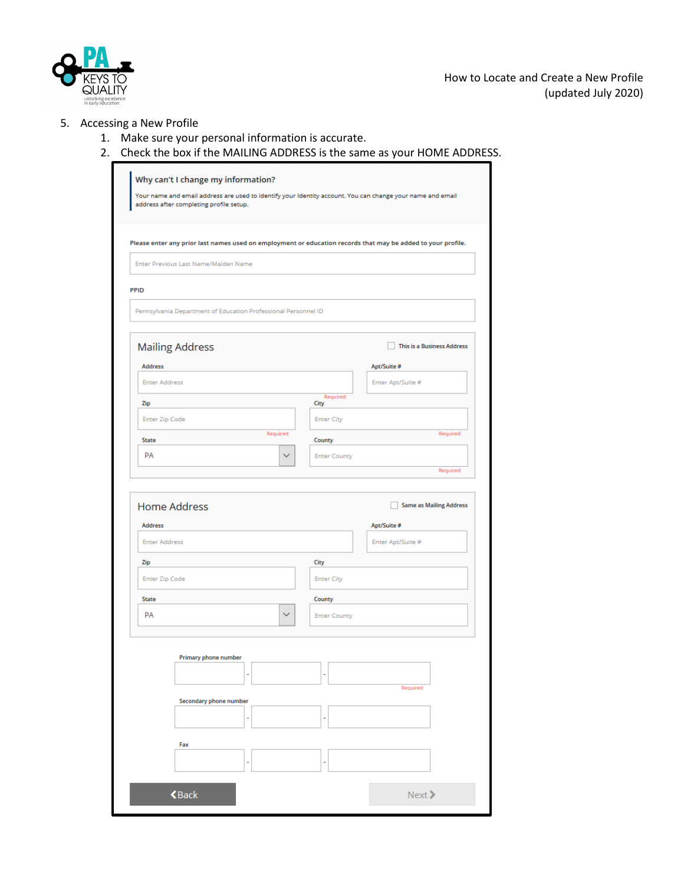5. Accessing a New Profile
    1. Make sure your personal information is accurate.
    2. Check the box if the MAILING ADDRESS is the same as your HOME ADDRESS.

**Why can't I change my information?**

Your name and email address are used to identify your Identity account. You can change your name and email address after completing profile setup.

Please enter any prior last names used on employment or education records that may be added to your profile.

Enter Previous Last Name/Maiden Name

PPID

Pennsylvania Department of Education Professional Personnel ID

Mailing Address

☐ This is a Business Address

Address: Enter Address

Apt/Suite #: Enter Apt/Suite #

Required

Zip: Enter Zip Code (Required)

City: Enter City (Required)

State: PA

County: Enter County (Required)

Home Address

☐ Same as Mailing Address

Address: Enter Address

Apt/Suite #: Enter Apt/Suite #

Zip: Enter Zip Code

City: Enter City

State: PA

County: Enter County

Primary phone number: ___ - ___ - ___ (Required)

Secondary phone number: ___ - ___ - ___

Fax: ___ - ___ - ___

❮Back Next❯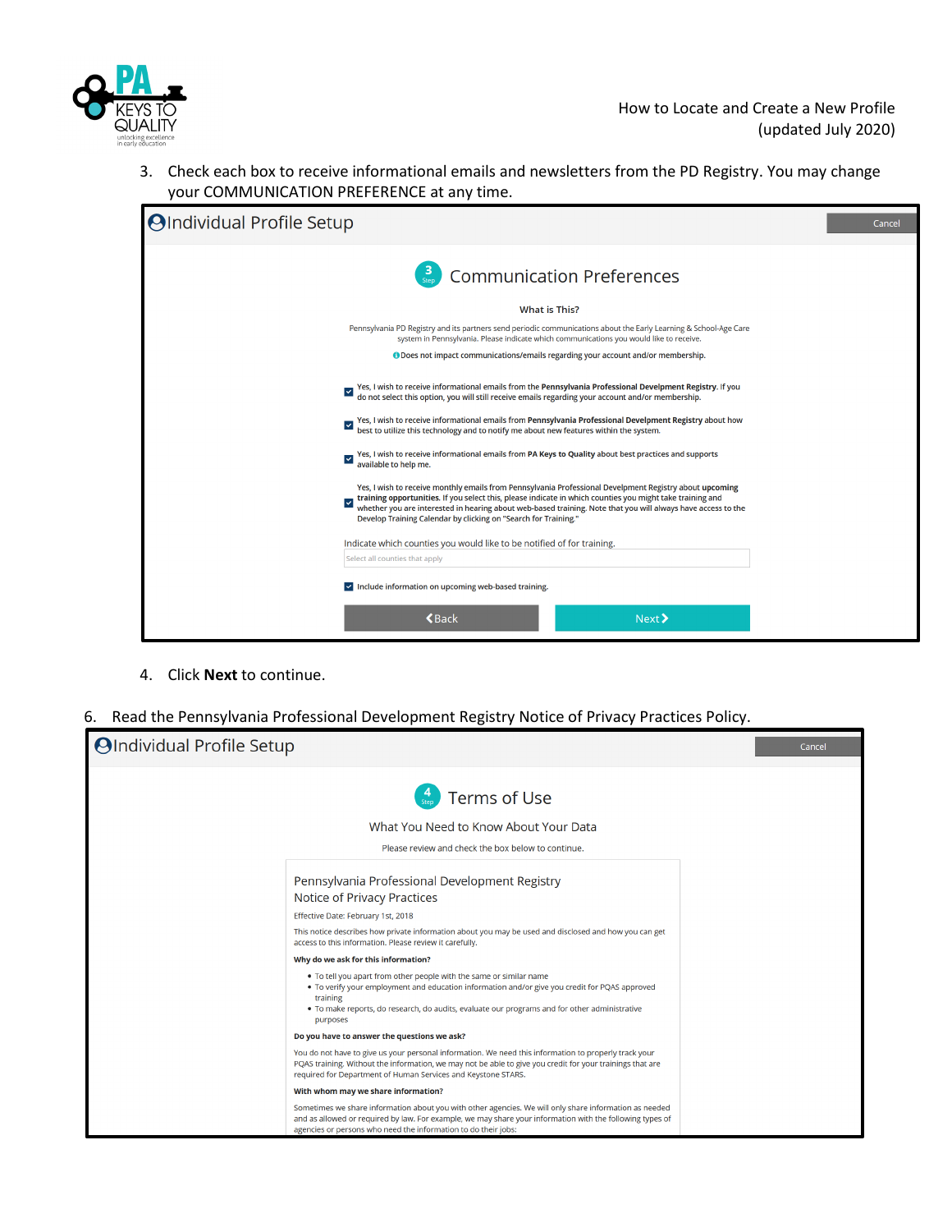3. Check each box to receive informational emails and newsletters from the PD Registry. You may change your COMMUNICATION PREFERENCE at any time.

**Individual Profile Setup** — Cancel

## 3 Step — Communication Preferences

**What is This?**

Pennsylvania PD Registry and its partners send periodic communications about the Early Learning & School-Age Care system in Pennsylvania. Please indicate which communications you would like to receive.

Does not impact communications/emails regarding your account and/or membership.

- [x] Yes, I wish to receive informational emails from the **Pennsylvania Professional Develpment Registry**. If you do not select this option, you will still receive emails regarding your account and/or membership.
- [x] Yes, I wish to receive informational emails from **Pennsylvania Professional Develpment Registry** about how best to utilize this technology and to notify me about new features within the system.
- [x] Yes, I wish to receive informational emails from **PA Keys to Quality** about best practices and supports available to help me.
- [x] Yes, I wish to receive monthly emails from Pennsylvania Professional Develpment Registry about **upcoming training opportunities**. If you select this, please indicate in which counties you might take training and whether you are interested in hearing about web-based training. Note that you will always have access to the Develop Training Calendar by clicking on "Search for Training."

Indicate which counties you would like to be notified of for training.

Select all counties that apply

- [x] Include information on upcoming web-based training.

Back | Next

4. Click **Next** to continue.

6. Read the Pennsylvania Professional Development Registry Notice of Privacy Practices Policy.

**Individual Profile Setup** — Cancel

## 4 Step — Terms of Use

What You Need to Know About Your Data

Please review and check the box below to continue.

Pennsylvania Professional Development Registry
Notice of Privacy Practices

Effective Date: February 1st, 2018

This notice describes how private information about you may be used and disclosed and how you can get access to this information. Please review it carefully.

**Why do we ask for this information?**

- To tell you apart from other people with the same or similar name
- To verify your employment and education information and/or give you credit for PQAS approved training
- To make reports, do research, do audits, evaluate our programs and for other administrative purposes

**Do you have to answer the questions we ask?**

You do not have to give us your personal information. We need this information to properly track your PQAS training. Without the information, we may not be able to give you credit for your trainings that are required for Department of Human Services and Keystone STARS.

**With whom may we share information?**

Sometimes we share information about you with other agencies. We will only share information as needed and as allowed or required by law. For example, we may share your information with the following types of agencies or persons who need the information to do their jobs: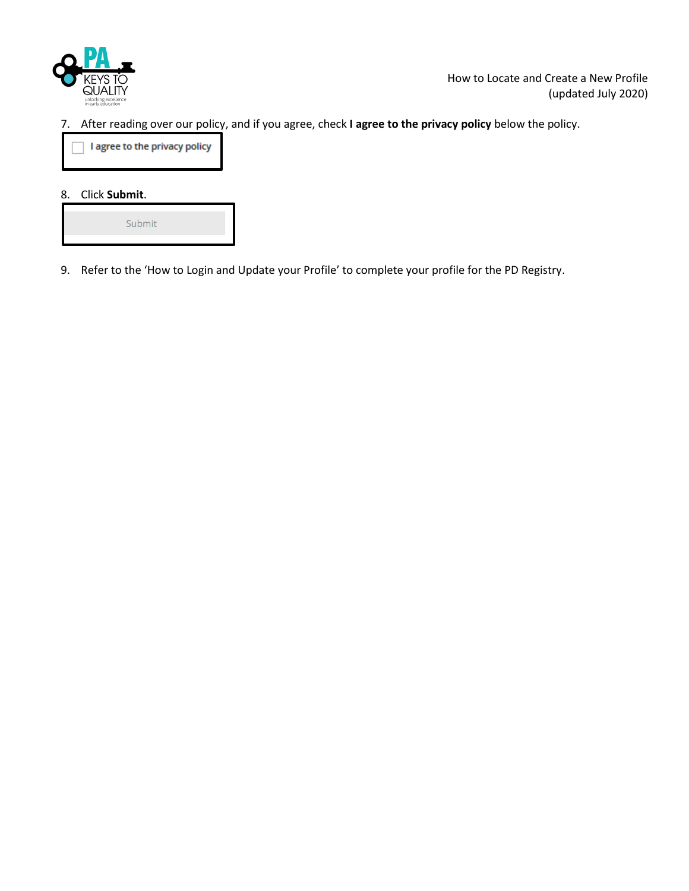7. After reading over our policy, and if you agree, check **I agree to the privacy policy** below the policy.

I agree to the privacy policy

8. Click **Submit**.

Submit

9. Refer to the 'How to Login and Update your Profile' to complete your profile for the PD Registry.